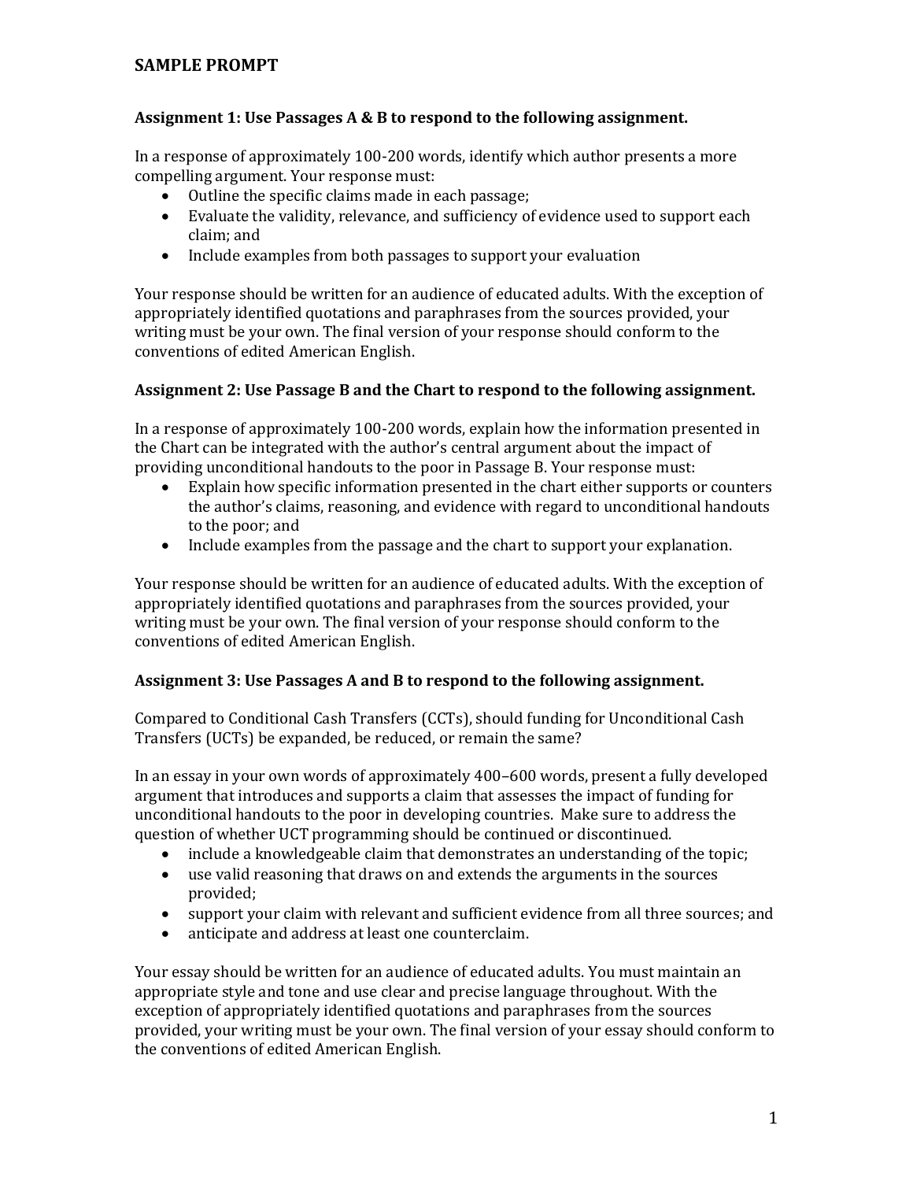# SAMPLE PROMPT

**Assignment 1: Use Passages A & B to respond to the following assignment.**

In a response of approximately 100-200 words, identify which author presents a more compelling argument. Your response must:

- Outline the specific claims made in each passage;
- Evaluate the validity, relevance, and sufficiency of evidence used to support each claim; and
- Include examples from both passages to support your evaluation

Your response should be written for an audience of educated adults. With the exception of appropriately identified quotations and paraphrases from the sources provided, your writing must be your own. The final version of your response should conform to the conventions of edited American English.

**Assignment 2: Use Passage B and the Chart to respond to the following assignment.**

In a response of approximately 100-200 words, explain how the information presented in the Chart can be integrated with the author's central argument about the impact of providing unconditional handouts to the poor in Passage B. Your response must:

- Explain how specific information presented in the chart either supports or counters the author's claims, reasoning, and evidence with regard to unconditional handouts to the poor; and
- Include examples from the passage and the chart to support your explanation.

Your response should be written for an audience of educated adults. With the exception of appropriately identified quotations and paraphrases from the sources provided, your writing must be your own. The final version of your response should conform to the conventions of edited American English.

**Assignment 3: Use Passages A and B to respond to the following assignment.**

Compared to Conditional Cash Transfers (CCTs), should funding for Unconditional Cash Transfers (UCTs) be expanded, be reduced, or remain the same?

In an essay in your own words of approximately 400–600 words, present a fully developed argument that introduces and supports a claim that assesses the impact of funding for unconditional handouts to the poor in developing countries. Make sure to address the question of whether UCT programming should be continued or discontinued.

- include a knowledgeable claim that demonstrates an understanding of the topic;
- use valid reasoning that draws on and extends the arguments in the sources provided;
- support your claim with relevant and sufficient evidence from all three sources; and
- anticipate and address at least one counterclaim.

Your essay should be written for an audience of educated adults. You must maintain an appropriate style and tone and use clear and precise language throughout. With the exception of appropriately identified quotations and paraphrases from the sources provided, your writing must be your own. The final version of your essay should conform to the conventions of edited American English.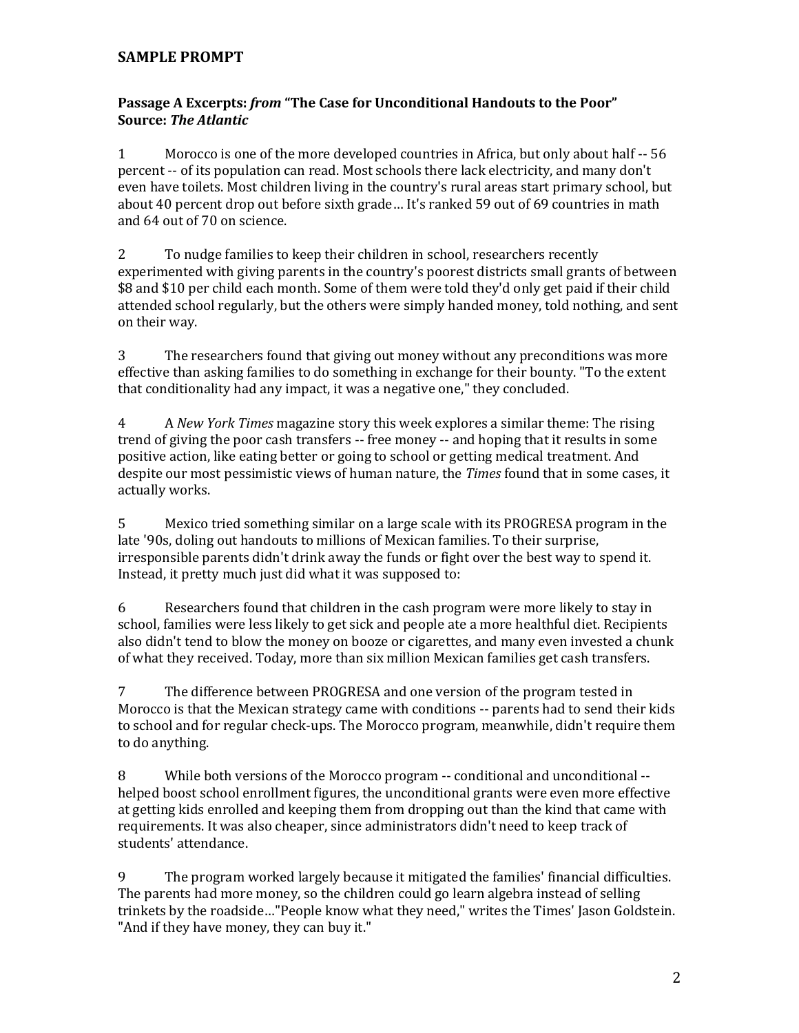## SAMPLE PROMPT

**Passage A Excerpts:** ***from*** **"The Case for Unconditional Handouts to the Poor"**
**Source:** ***The Atlantic***

1 Morocco is one of the more developed countries in Africa, but only about half -- 56 percent -- of its population can read. Most schools there lack electricity, and many don't even have toilets. Most children living in the country's rural areas start primary school, but about 40 percent drop out before sixth grade… It's ranked 59 out of 69 countries in math and 64 out of 70 on science.

2 To nudge families to keep their children in school, researchers recently experimented with giving parents in the country's poorest districts small grants of between $8 and $10 per child each month. Some of them were told they'd only get paid if their child attended school regularly, but the others were simply handed money, told nothing, and sent on their way.

3 The researchers found that giving out money without any preconditions was more effective than asking families to do something in exchange for their bounty. "To the extent that conditionality had any impact, it was a negative one," they concluded.

4 A *New York Times* magazine story this week explores a similar theme: The rising trend of giving the poor cash transfers -- free money -- and hoping that it results in some positive action, like eating better or going to school or getting medical treatment. And despite our most pessimistic views of human nature, the *Times* found that in some cases, it actually works.

5 Mexico tried something similar on a large scale with its PROGRESA program in the late '90s, doling out handouts to millions of Mexican families. To their surprise, irresponsible parents didn't drink away the funds or fight over the best way to spend it. Instead, it pretty much just did what it was supposed to:

6 Researchers found that children in the cash program were more likely to stay in school, families were less likely to get sick and people ate a more healthful diet. Recipients also didn't tend to blow the money on booze or cigarettes, and many even invested a chunk of what they received. Today, more than six million Mexican families get cash transfers.

7 The difference between PROGRESA and one version of the program tested in Morocco is that the Mexican strategy came with conditions -- parents had to send their kids to school and for regular check-ups. The Morocco program, meanwhile, didn't require them to do anything.

8 While both versions of the Morocco program -- conditional and unconditional -- helped boost school enrollment figures, the unconditional grants were even more effective at getting kids enrolled and keeping them from dropping out than the kind that came with requirements. It was also cheaper, since administrators didn't need to keep track of students' attendance.

9 The program worked largely because it mitigated the families' financial difficulties. The parents had more money, so the children could go learn algebra instead of selling trinkets by the roadside…"People know what they need," writes the Times' Jason Goldstein. "And if they have money, they can buy it."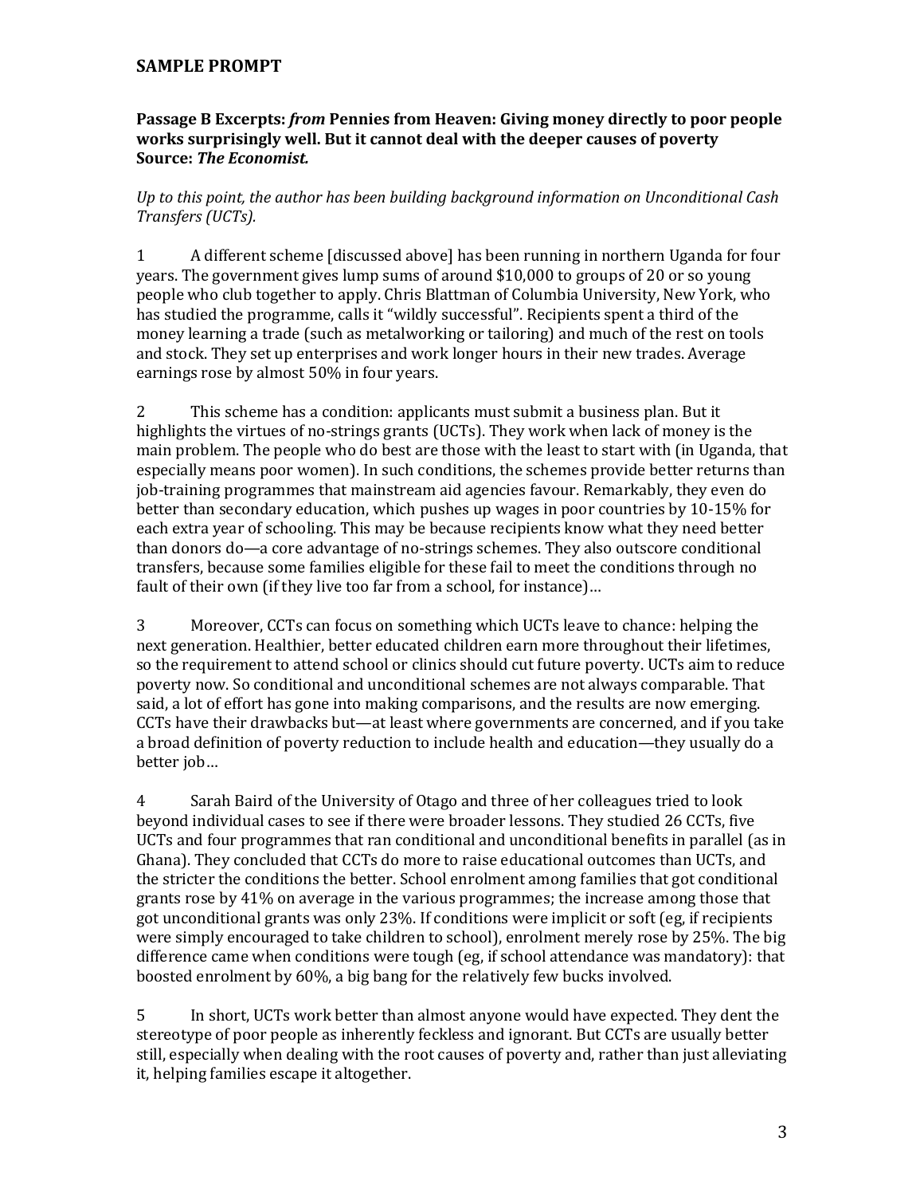## SAMPLE PROMPT

**Passage B Excerpts: *from* Pennies from Heaven: Giving money directly to poor people works surprisingly well. But it cannot deal with the deeper causes of poverty**
**Source: *The Economist.***

*Up to this point, the author has been building background information on Unconditional Cash Transfers (UCTs).*

1 A different scheme [discussed above] has been running in northern Uganda for four years. The government gives lump sums of around $10,000 to groups of 20 or so young people who club together to apply. Chris Blattman of Columbia University, New York, who has studied the programme, calls it "wildly successful". Recipients spent a third of the money learning a trade (such as metalworking or tailoring) and much of the rest on tools and stock. They set up enterprises and work longer hours in their new trades. Average earnings rose by almost 50% in four years.

2 This scheme has a condition: applicants must submit a business plan. But it highlights the virtues of no-strings grants (UCTs). They work when lack of money is the main problem. The people who do best are those with the least to start with (in Uganda, that especially means poor women). In such conditions, the schemes provide better returns than job-training programmes that mainstream aid agencies favour. Remarkably, they even do better than secondary education, which pushes up wages in poor countries by 10-15% for each extra year of schooling. This may be because recipients know what they need better than donors do—a core advantage of no-strings schemes. They also outscore conditional transfers, because some families eligible for these fail to meet the conditions through no fault of their own (if they live too far from a school, for instance)…

3 Moreover, CCTs can focus on something which UCTs leave to chance: helping the next generation. Healthier, better educated children earn more throughout their lifetimes, so the requirement to attend school or clinics should cut future poverty. UCTs aim to reduce poverty now. So conditional and unconditional schemes are not always comparable. That said, a lot of effort has gone into making comparisons, and the results are now emerging. CCTs have their drawbacks but—at least where governments are concerned, and if you take a broad definition of poverty reduction to include health and education—they usually do a better job…

4 Sarah Baird of the University of Otago and three of her colleagues tried to look beyond individual cases to see if there were broader lessons. They studied 26 CCTs, five UCTs and four programmes that ran conditional and unconditional benefits in parallel (as in Ghana). They concluded that CCTs do more to raise educational outcomes than UCTs, and the stricter the conditions the better. School enrolment among families that got conditional grants rose by 41% on average in the various programmes; the increase among those that got unconditional grants was only 23%. If conditions were implicit or soft (eg, if recipients were simply encouraged to take children to school), enrolment merely rose by 25%. The big difference came when conditions were tough (eg, if school attendance was mandatory): that boosted enrolment by 60%, a big bang for the relatively few bucks involved.

5 In short, UCTs work better than almost anyone would have expected. They dent the stereotype of poor people as inherently feckless and ignorant. But CCTs are usually better still, especially when dealing with the root causes of poverty and, rather than just alleviating it, helping families escape it altogether.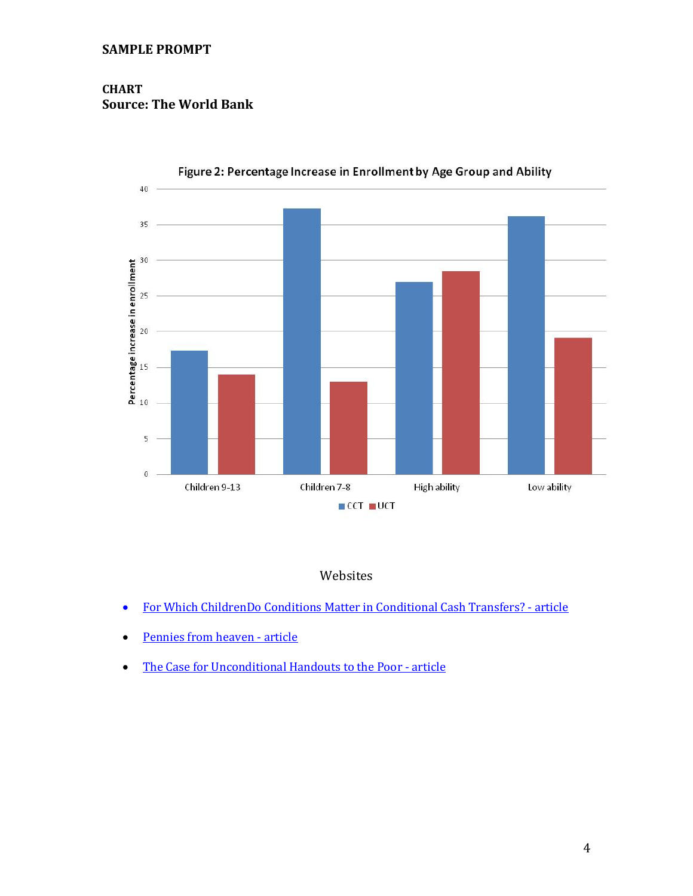**SAMPLE PROMPT**

**CHART**
**Source: The World Bank**

Figure 2: Percentage Increase in Enrollment by Age Group and Ability

Percentage increase in enrollment

0
5
10
15
20
25
30
35
40

Children 9-13
Children 7-8
High ability
Low ability

CCT UCT

Websites

- For Which ChildrenDo Conditions Matter in Conditional Cash Transfers? - article
- Pennies from heaven - article
- The Case for Unconditional Handouts to the Poor - article